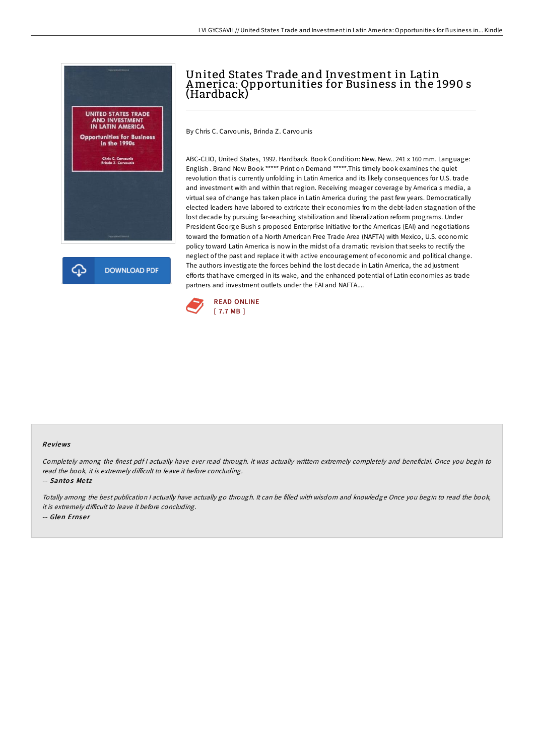# United States Trade and Investment in Latin America: Opportunities for Business in the 1990 s (Hardback)

By Chris C. Carvounis, Brinda Z. Carvounis

ABC-CLIO, United States, 1992. Hardback. Book Condition: New. New.. 241 x 160 mm. Language: English . Brand New Book ***** Print on Demand *****.This timely book examines the quiet revolution that is currently unfolding in Latin America and its likely consequences for U.S. trade and investment with and within that region. Receiving meager coverage by America s media, a virtual sea of change has taken place in Latin America during the past few years. Democratically elected leaders have labored to extricate their economies from the debt-laden stagnation of the lost decade by pursuing far-reaching stabilization and liberalization reform programs. Under President George Bush s proposed Enterprise Initiative for the Americas (EAI) and negotiations toward the formation of a North American Free Trade Area (NAFTA) with Mexico, U.S. economic policy toward Latin America is now in the midst of a dramatic revision that seeks to rectify the neglect of the past and replace it with active encouragement of economic and political change. The authors investigate the forces behind the lost decade in Latin America, the adjustment efforts that have emerged in its wake, and the enhanced potential of Latin economies as trade partners and investment outlets under the EAI and NAFTA....

DOWNLOAD PDF

READ ONLINE
[ 7.7 MB ]

## Reviews

*Completely among the finest pdf I actually have ever read through. it was actually writtern extremely completely and beneficial. Once you begin to read the book, it is extremely difficult to leave it before concluding.*

-- *Santos Metz*

*Totally among the best publication I actually have actually go through. It can be filled with wisdom and knowledge Once you begin to read the book, it is extremely difficult to leave it before concluding.*

-- *Glen Ernser*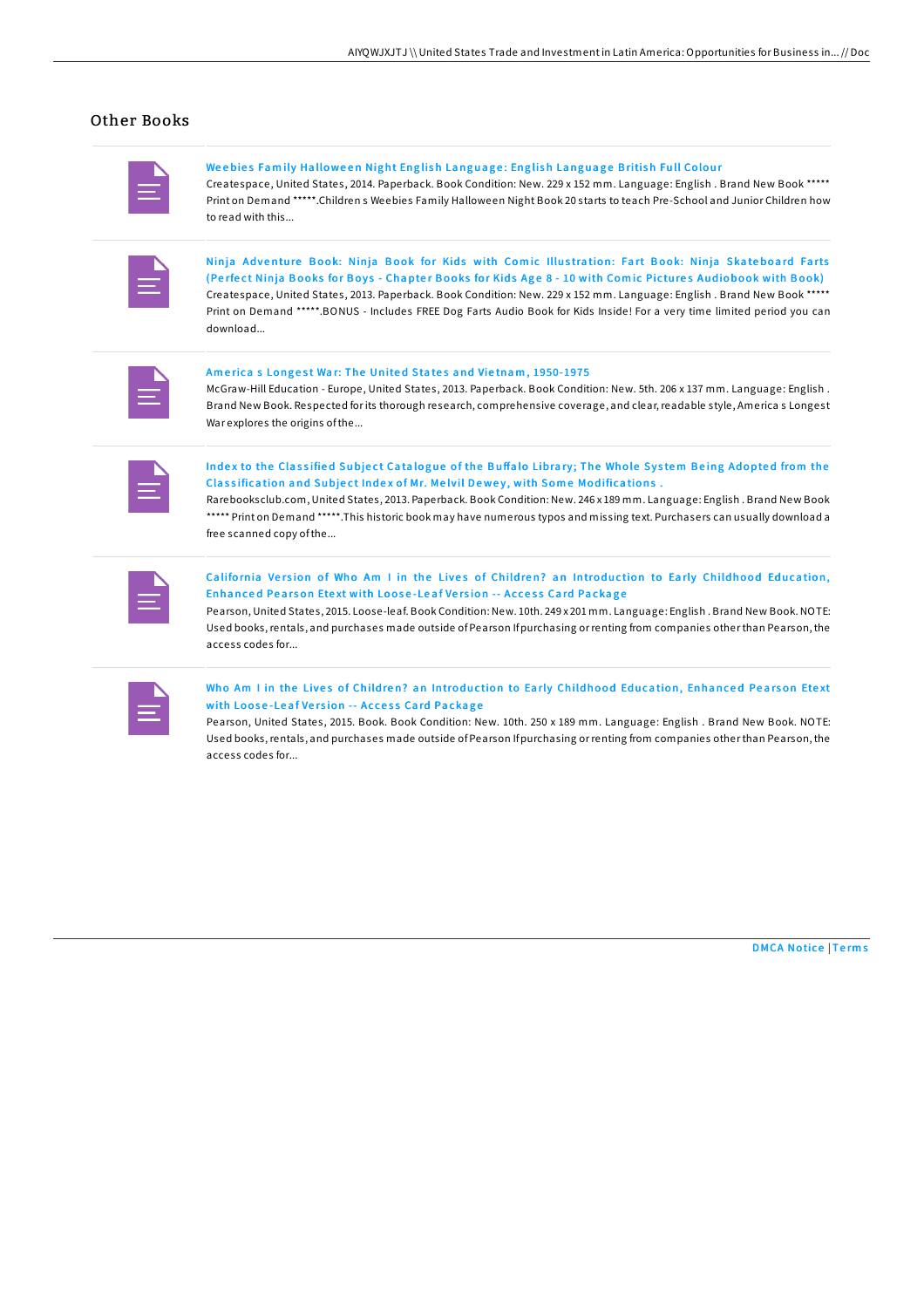## Other Books

**Weebies Family Halloween Night English Language: English Language British Full Colour**

Createspace, United States, 2014. Paperback. Book Condition: New. 229 x 152 mm. Language: English . Brand New Book ***** Print on Demand *****.Children s Weebies Family Halloween Night Book 20 starts to teach Pre-School and Junior Children how to read with this...

**Ninja Adventure Book: Ninja Book for Kids with Comic Illustration: Fart Book: Ninja Skateboard Farts (Perfect Ninja Books for Boys - Chapter Books for Kids Age 8 - 10 with Comic Pictures Audiobook with Book)**

Createspace, United States, 2013. Paperback. Book Condition: New. 229 x 152 mm. Language: English . Brand New Book ***** Print on Demand *****.BONUS - Includes FREE Dog Farts Audio Book for Kids Inside! For a very time limited period you can download...

**America s Longest War: The United States and Vietnam, 1950-1975**

McGraw-Hill Education - Europe, United States, 2013. Paperback. Book Condition: New. 5th. 206 x 137 mm. Language: English . Brand New Book. Respected for its thorough research, comprehensive coverage, and clear, readable style, America s Longest War explores the origins of the...

**Index to the Classified Subject Catalogue of the Buffalo Library; The Whole System Being Adopted from the Classification and Subject Index of Mr. Melvil Dewey, with Some Modifications .**

Rarebooksclub.com, United States, 2013. Paperback. Book Condition: New. 246 x 189 mm. Language: English . Brand New Book ***** Print on Demand *****.This historic book may have numerous typos and missing text. Purchasers can usually download a free scanned copy of the...

**California Version of Who Am I in the Lives of Children? an Introduction to Early Childhood Education, Enhanced Pearson Etext with Loose-Leaf Version -- Access Card Package**

Pearson, United States, 2015. Loose-leaf. Book Condition: New. 10th. 249 x 201 mm. Language: English . Brand New Book. NOTE: Used books, rentals, and purchases made outside of Pearson If purchasing or renting from companies other than Pearson, the access codes for...

**Who Am I in the Lives of Children? an Introduction to Early Childhood Education, Enhanced Pearson Etext with Loose-Leaf Version -- Access Card Package**

Pearson, United States, 2015. Book. Book Condition: New. 10th. 250 x 189 mm. Language: English . Brand New Book. NOTE: Used books, rentals, and purchases made outside of Pearson If purchasing or renting from companies other than Pearson, the access codes for...

DMCA Notice | Terms